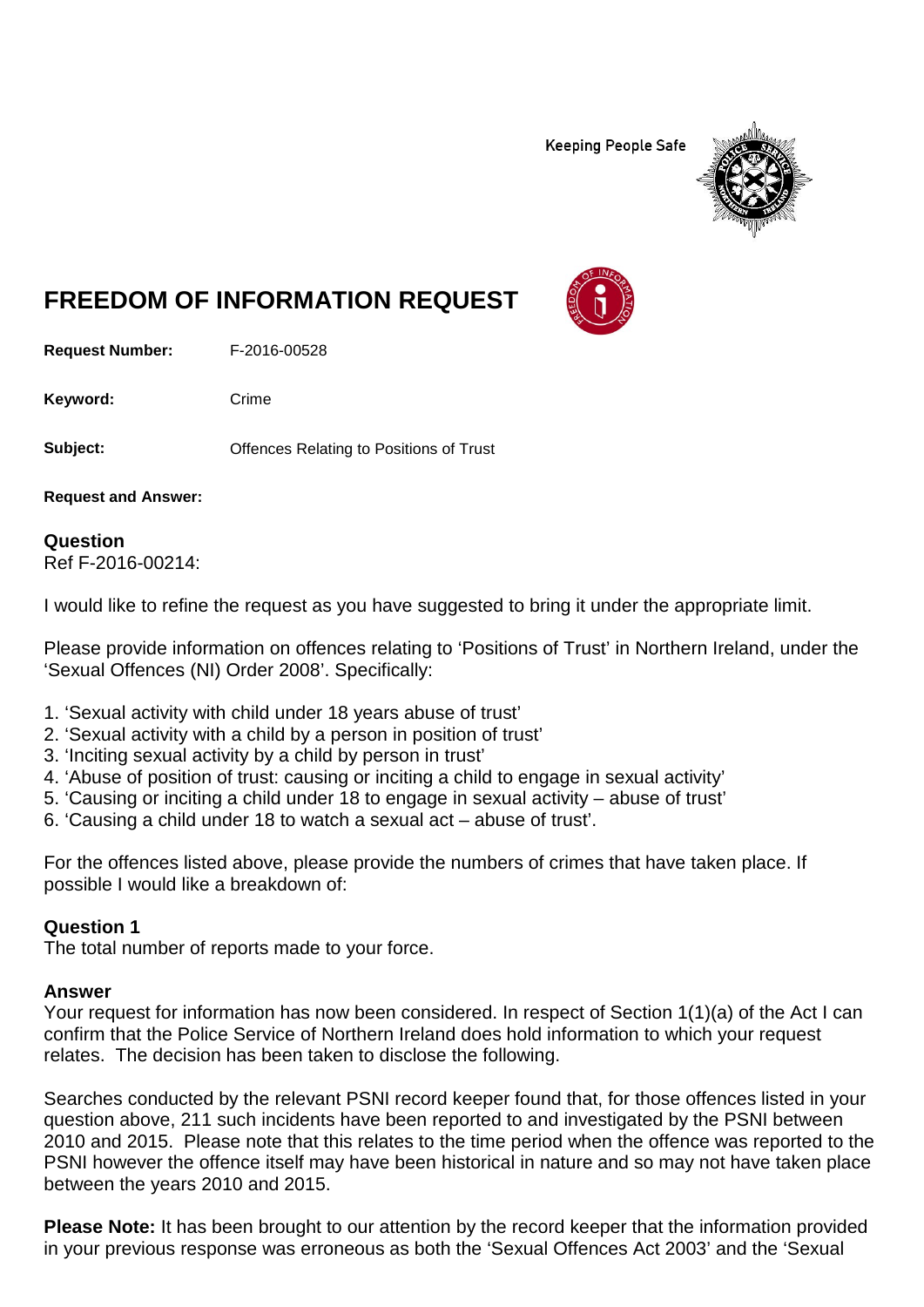Keeping People Safe

# FREEDOM OF INFORMATION REQUEST

**Request Number:** F-2016-00528

**Keyword:** Crime

**Subject:** Offences Relating to Positions of Trust

**Request and Answer:**

### Question

Ref F-2016-00214:

I would like to refine the request as you have suggested to bring it under the appropriate limit.

Please provide information on offences relating to 'Positions of Trust' in Northern Ireland, under the 'Sexual Offences (NI) Order 2008'. Specifically:

1. 'Sexual activity with child under 18 years abuse of trust'
2. 'Sexual activity with a child by a person in position of trust'
3. 'Inciting sexual activity by a child by person in trust'
4. 'Abuse of position of trust: causing or inciting a child to engage in sexual activity'
5. 'Causing or inciting a child under 18 to engage in sexual activity – abuse of trust'
6. 'Causing a child under 18 to watch a sexual act – abuse of trust'.

For the offences listed above, please provide the numbers of crimes that have taken place. If possible I would like a breakdown of:

### Question 1

The total number of reports made to your force.

### Answer

Your request for information has now been considered. In respect of Section 1(1)(a) of the Act I can confirm that the Police Service of Northern Ireland does hold information to which your request relates. The decision has been taken to disclose the following.

Searches conducted by the relevant PSNI record keeper found that, for those offences listed in your question above, 211 such incidents have been reported to and investigated by the PSNI between 2010 and 2015. Please note that this relates to the time period when the offence was reported to the PSNI however the offence itself may have been historical in nature and so may not have taken place between the years 2010 and 2015.

**Please Note:** It has been brought to our attention by the record keeper that the information provided in your previous response was erroneous as both the 'Sexual Offences Act 2003' and the 'Sexual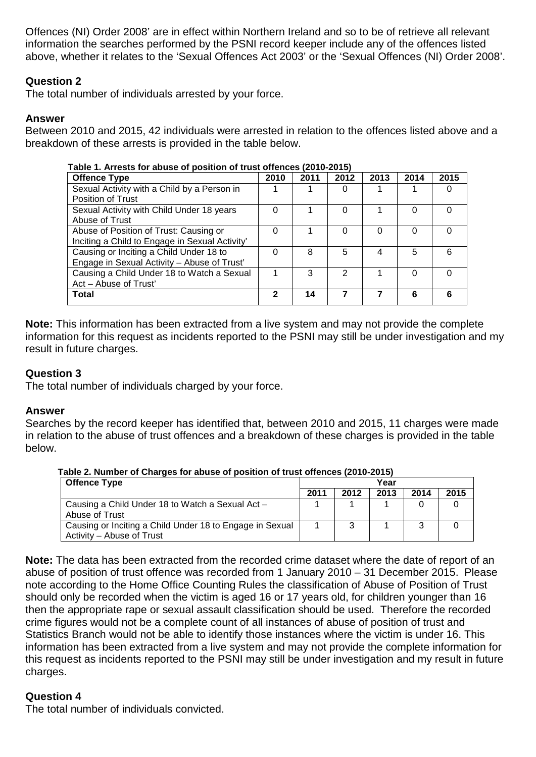Offences (NI) Order 2008' are in effect within Northern Ireland and so to be of retrieve all relevant information the searches performed by the PSNI record keeper include any of the offences listed above, whether it relates to the 'Sexual Offences Act 2003' or the 'Sexual Offences (NI) Order 2008'.

### Question 2

The total number of individuals arrested by your force.

### Answer

Between 2010 and 2015, 42 individuals were arrested in relation to the offences listed above and a breakdown of these arrests is provided in the table below.

**Table 1. Arrests for abuse of position of trust offences (2010-2015)**

| Offence Type | 2010 | 2011 | 2012 | 2013 | 2014 | 2015 |
|---|---|---|---|---|---|---|
| Sexual Activity with a Child by a Person in Position of Trust | 1 | 1 | 0 | 1 | 1 | 0 |
| Sexual Activity with Child Under 18 years Abuse of Trust | 0 | 1 | 0 | 1 | 0 | 0 |
| Abuse of Position of Trust: Causing or Inciting a Child to Engage in Sexual Activity' | 0 | 1 | 0 | 0 | 0 | 0 |
| Causing or Inciting a Child Under 18 to Engage in Sexual Activity – Abuse of Trust' | 0 | 8 | 5 | 4 | 5 | 6 |
| Causing a Child Under 18 to Watch a Sexual Act – Abuse of Trust' | 1 | 3 | 2 | 1 | 0 | 0 |
| **Total** | **2** | **14** | **7** | **7** | **6** | **6** |

**Note:** This information has been extracted from a live system and may not provide the complete information for this request as incidents reported to the PSNI may still be under investigation and my result in future charges.

### Question 3

The total number of individuals charged by your force.

### Answer

Searches by the record keeper has identified that, between 2010 and 2015, 11 charges were made in relation to the abuse of trust offences and a breakdown of these charges is provided in the table below.

**Table 2. Number of Charges for abuse of position of trust offences (2010-2015)**

| Offence Type | Year | | | | |
|---|---|---|---|---|---|
| | 2011 | 2012 | 2013 | 2014 | 2015 |
| Causing a Child Under 18 to Watch a Sexual Act – Abuse of Trust | 1 | 1 | 1 | 0 | 0 |
| Causing or Inciting a Child Under 18 to Engage in Sexual Activity – Abuse of Trust | 1 | 3 | 1 | 3 | 0 |

**Note:** The data has been extracted from the recorded crime dataset where the date of report of an abuse of position of trust offence was recorded from 1 January 2010 – 31 December 2015. Please note according to the Home Office Counting Rules the classification of Abuse of Position of Trust should only be recorded when the victim is aged 16 or 17 years old, for children younger than 16 then the appropriate rape or sexual assault classification should be used. Therefore the recorded crime figures would not be a complete count of all instances of abuse of position of trust and Statistics Branch would not be able to identify those instances where the victim is under 16. This information has been extracted from a live system and may not provide the complete information for this request as incidents reported to the PSNI may still be under investigation and my result in future charges.

### Question 4

The total number of individuals convicted.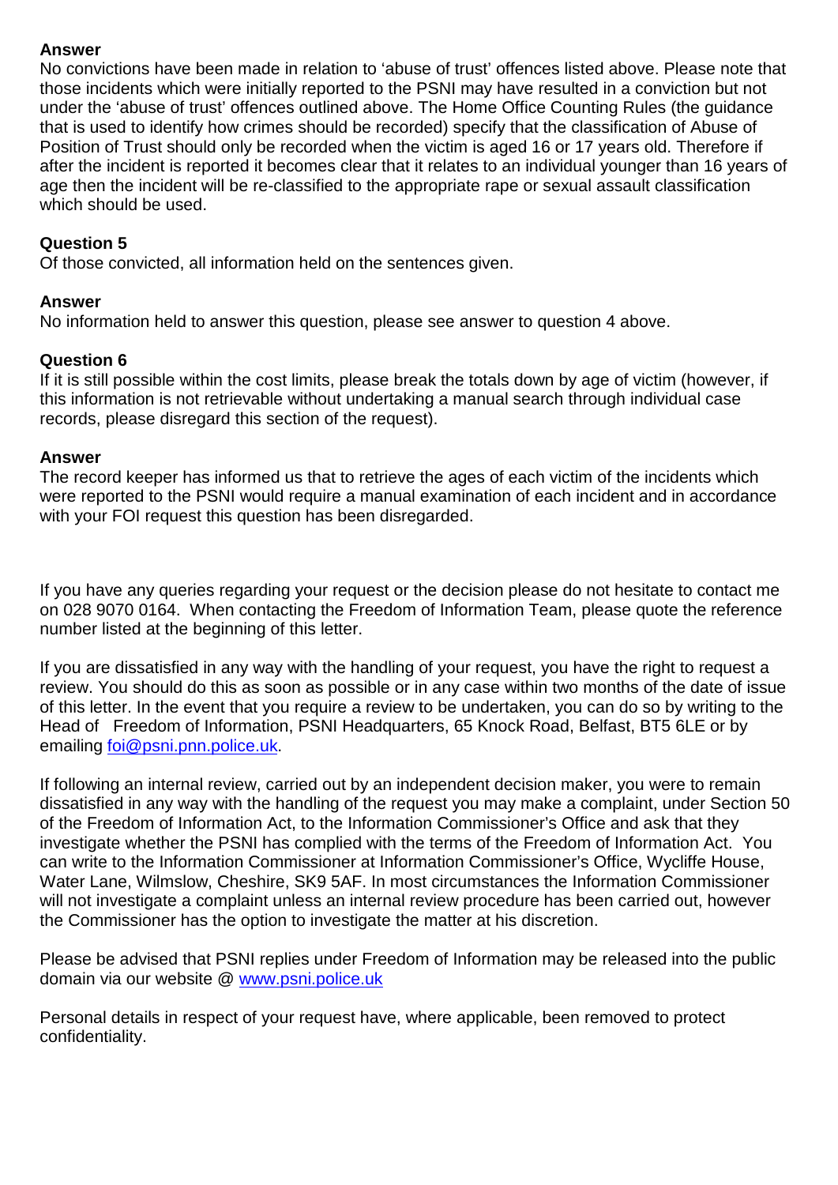**Answer**
No convictions have been made in relation to 'abuse of trust' offences listed above. Please note that those incidents which were initially reported to the PSNI may have resulted in a conviction but not under the 'abuse of trust' offences outlined above. The Home Office Counting Rules (the guidance that is used to identify how crimes should be recorded) specify that the classification of Abuse of Position of Trust should only be recorded when the victim is aged 16 or 17 years old. Therefore if after the incident is reported it becomes clear that it relates to an individual younger than 16 years of age then the incident will be re-classified to the appropriate rape or sexual assault classification which should be used.

**Question 5**
Of those convicted, all information held on the sentences given.

**Answer**
No information held to answer this question, please see answer to question 4 above.

**Question 6**
If it is still possible within the cost limits, please break the totals down by age of victim (however, if this information is not retrievable without undertaking a manual search through individual case records, please disregard this section of the request).

**Answer**
The record keeper has informed us that to retrieve the ages of each victim of the incidents which were reported to the PSNI would require a manual examination of each incident and in accordance with your FOI request this question has been disregarded.

If you have any queries regarding your request or the decision please do not hesitate to contact me on 028 9070 0164. When contacting the Freedom of Information Team, please quote the reference number listed at the beginning of this letter.

If you are dissatisfied in any way with the handling of your request, you have the right to request a review. You should do this as soon as possible or in any case within two months of the date of issue of this letter. In the event that you require a review to be undertaken, you can do so by writing to the Head of Freedom of Information, PSNI Headquarters, 65 Knock Road, Belfast, BT5 6LE or by emailing foi@psni.pnn.police.uk.

If following an internal review, carried out by an independent decision maker, you were to remain dissatisfied in any way with the handling of the request you may make a complaint, under Section 50 of the Freedom of Information Act, to the Information Commissioner's Office and ask that they investigate whether the PSNI has complied with the terms of the Freedom of Information Act. You can write to the Information Commissioner at Information Commissioner's Office, Wycliffe House, Water Lane, Wilmslow, Cheshire, SK9 5AF. In most circumstances the Information Commissioner will not investigate a complaint unless an internal review procedure has been carried out, however the Commissioner has the option to investigate the matter at his discretion.

Please be advised that PSNI replies under Freedom of Information may be released into the public domain via our website @ www.psni.police.uk

Personal details in respect of your request have, where applicable, been removed to protect confidentiality.